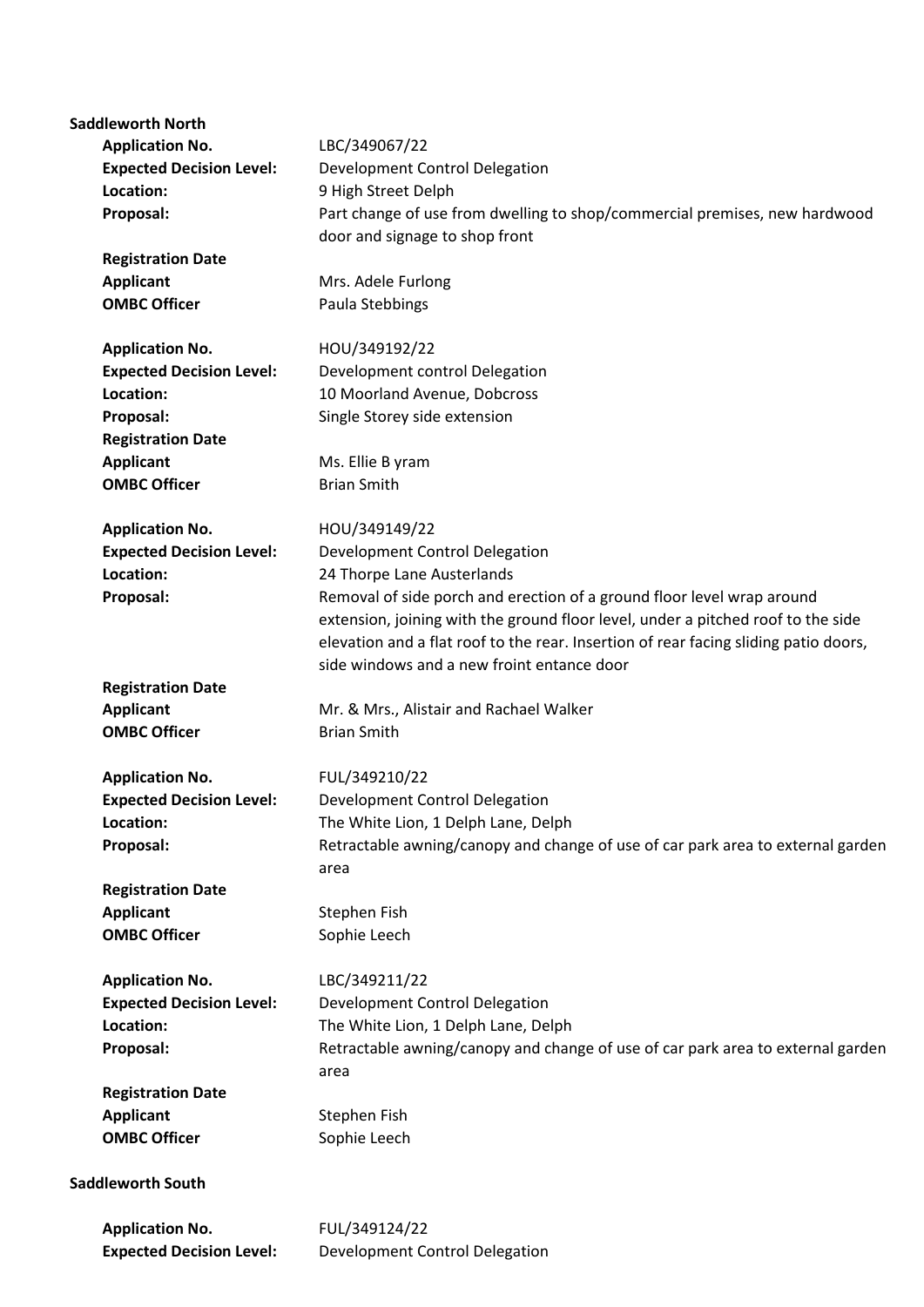## Saddleworth North

**Application No.** LBC/349067/22
**Expected Decision Level:** Development Control Delegation
**Location:** 9 High Street Delph
**Proposal:** Part change of use from dwelling to shop/commercial premises, new hardwood door and signage to shop front
**Registration Date**
**Applicant** Mrs. Adele Furlong
**OMBC Officer** Paula Stebbings

**Application No.** HOU/349192/22
**Expected Decision Level:** Development control Delegation
**Location:** 10 Moorland Avenue, Dobcross
**Proposal:** Single Storey side extension
**Registration Date**
**Applicant** Ms. Ellie B yram
**OMBC Officer** Brian Smith

**Application No.** HOU/349149/22
**Expected Decision Level:** Development Control Delegation
**Location:** 24 Thorpe Lane Austerlands
**Proposal:** Removal of side porch and erection of a ground floor level wrap around extension, joining with the ground floor level, under a pitched roof to the side elevation and a flat roof to the rear. Insertion of rear facing sliding patio doors, side windows and a new froint entance door
**Registration Date**
**Applicant** Mr. & Mrs., Alistair and Rachael Walker
**OMBC Officer** Brian Smith

**Application No.** FUL/349210/22
**Expected Decision Level:** Development Control Delegation
**Location:** The White Lion, 1 Delph Lane, Delph
**Proposal:** Retractable awning/canopy and change of use of car park area to external garden area
**Registration Date**
**Applicant** Stephen Fish
**OMBC Officer** Sophie Leech

**Application No.** LBC/349211/22
**Expected Decision Level:** Development Control Delegation
**Location:** The White Lion, 1 Delph Lane, Delph
**Proposal:** Retractable awning/canopy and change of use of car park area to external garden area
**Registration Date**
**Applicant** Stephen Fish
**OMBC Officer** Sophie Leech

## Saddleworth South

**Application No.** FUL/349124/22
**Expected Decision Level:** Development Control Delegation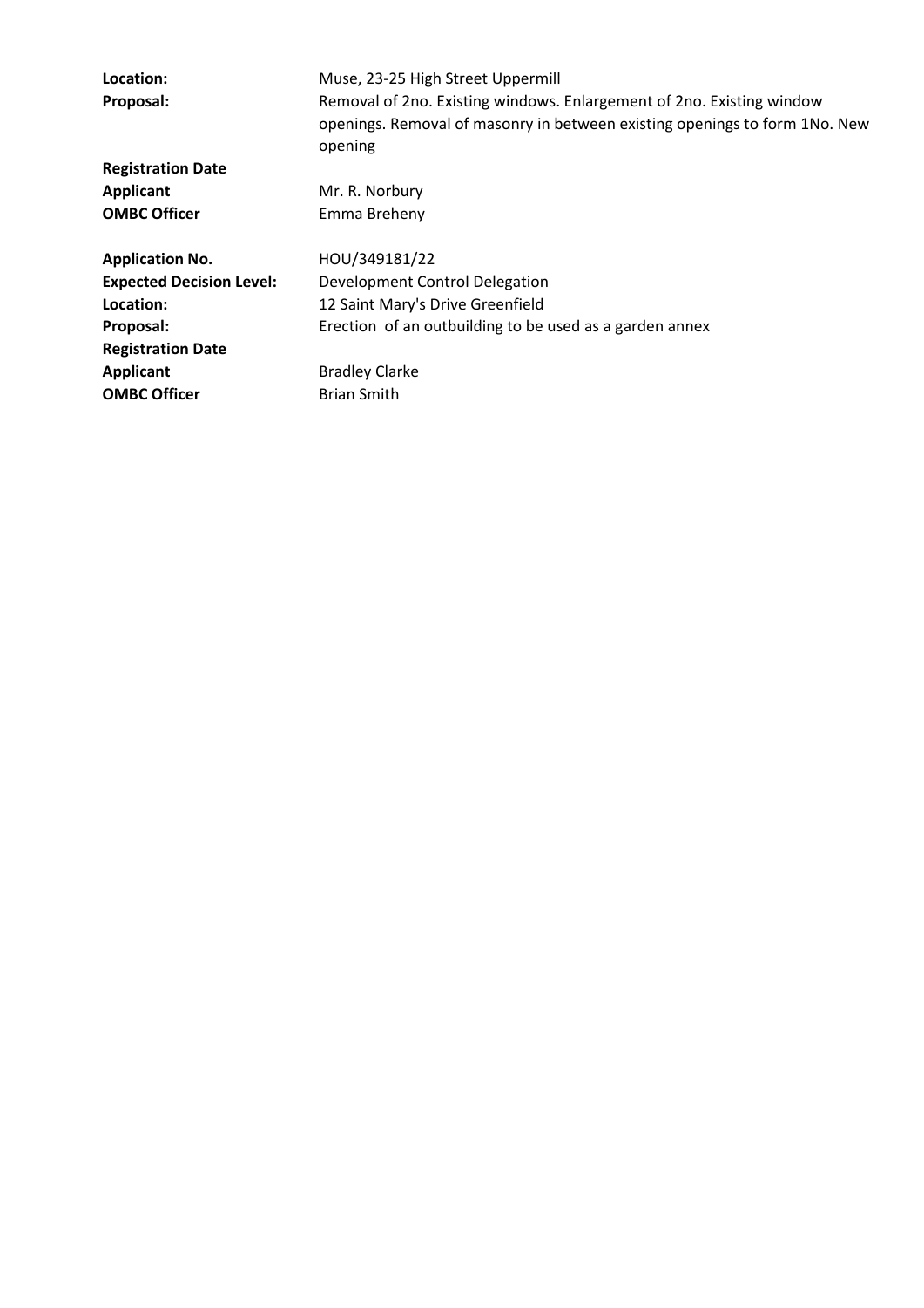| | |
|---|---|
| **Location:** | Muse, 23-25 High Street Uppermill |
| **Proposal:** | Removal of 2no. Existing windows. Enlargement of 2no. Existing window openings. Removal of masonry in between existing openings to form 1No. New opening |
| **Registration Date** | |
| **Applicant** | Mr. R. Norbury |
| **OMBC Officer** | Emma Breheny |

| | |
|---|---|
| **Application No.** | HOU/349181/22 |
| **Expected Decision Level:** | Development Control Delegation |
| **Location:** | 12 Saint Mary's Drive Greenfield |
| **Proposal:** | Erection of an outbuilding to be used as a garden annex |
| **Registration Date** | |
| **Applicant** | Bradley Clarke |
| **OMBC Officer** | Brian Smith |